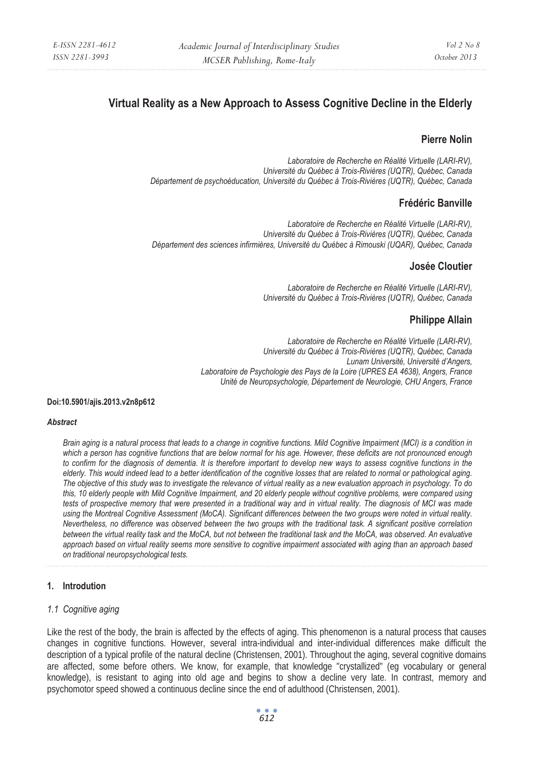# Virtual Reality as a New Approach to Assess Cognitive Decline in the Elderly

**Pierre Nolin**

*Laboratoire de Recherche en Réalité Virtuelle (LARI-RV),*
*Université du Québec à Trois-Rivières (UQTR), Québec, Canada*
*Département de psychoéducation, Université du Québec à Trois-Rivières (UQTR), Québec, Canada*

**Frédéric Banville**

*Laboratoire de Recherche en Réalité Virtuelle (LARI-RV),*
*Université du Québec à Trois-Rivières (UQTR), Québec, Canada*
*Département des sciences infirmières, Université du Québec à Rimouski (UQAR), Québec, Canada*

**Josée Cloutier**

*Laboratoire de Recherche en Réalité Virtuelle (LARI-RV),*
*Université du Québec à Trois-Rivières (UQTR), Québec, Canada*

**Philippe Allain**

*Laboratoire de Recherche en Réalité Virtuelle (LARI-RV),*
*Université du Québec à Trois-Rivières (UQTR), Québec, Canada*
*Lunam Université, Université d'Angers,*
*Laboratoire de Psychologie des Pays de la Loire (UPRES EA 4638), Angers, France*
*Unité de Neuropsychologie, Département de Neurologie, CHU Angers, France*

**Doi:10.5901/ajis.2013.v2n8p612**

***Abstract***

*Brain aging is a natural process that leads to a change in cognitive functions. Mild Cognitive Impairment (MCI) is a condition in which a person has cognitive functions that are below normal for his age. However, these deficits are not pronounced enough to confirm for the diagnosis of dementia. It is therefore important to develop new ways to assess cognitive functions in the elderly. This would indeed lead to a better identification of the cognitive losses that are related to normal or pathological aging. The objective of this study was to investigate the relevance of virtual reality as a new evaluation approach in psychology. To do this, 10 elderly people with Mild Cognitive Impairment, and 20 elderly people without cognitive problems, were compared using tests of prospective memory that were presented in a traditional way and in virtual reality. The diagnosis of MCI was made using the Montreal Cognitive Assessment (MoCA). Significant differences between the two groups were noted in virtual reality. Nevertheless, no difference was observed between the two groups with the traditional task. A significant positive correlation between the virtual reality task and the MoCA, but not between the traditional task and the MoCA, was observed. An evaluative approach based on virtual reality seems more sensitive to cognitive impairment associated with aging than an approach based on traditional neuropsychological tests.*

## 1. Introdution

### *1.1 Cognitive aging*

Like the rest of the body, the brain is affected by the effects of aging. This phenomenon is a natural process that causes changes in cognitive functions. However, several intra-individual and inter-individual differences make difficult the description of a typical profile of the natural decline (Christensen, 2001). Throughout the aging, several cognitive domains are affected, some before others. We know, for example, that knowledge "crystallized" (eg vocabulary or general knowledge), is resistant to aging into old age and begins to show a decline very late. In contrast, memory and psychomotor speed showed a continuous decline since the end of adulthood (Christensen, 2001).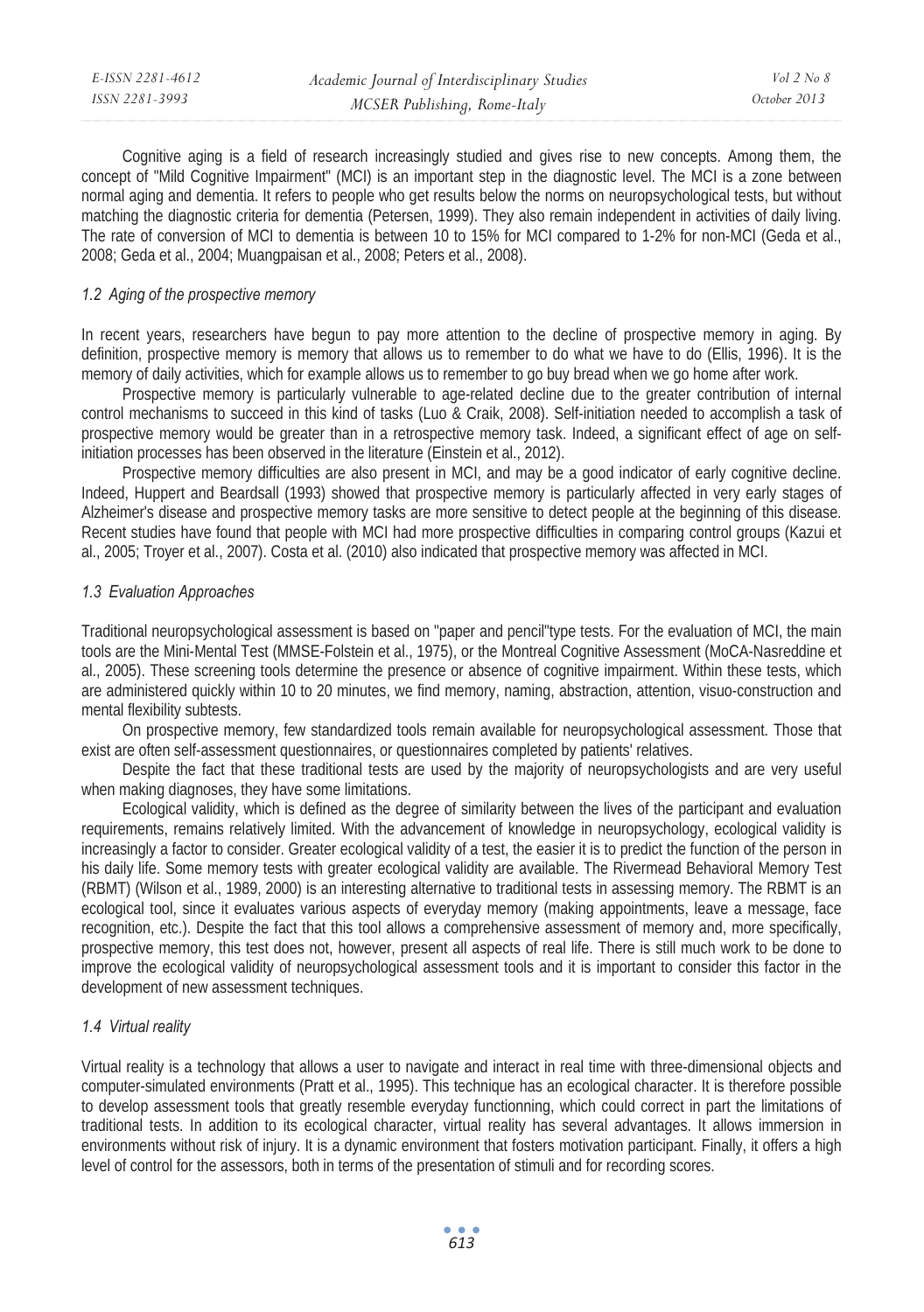Cognitive aging is a field of research increasingly studied and gives rise to new concepts. Among them, the concept of "Mild Cognitive Impairment" (MCI) is an important step in the diagnostic level. The MCI is a zone between normal aging and dementia. It refers to people who get results below the norms on neuropsychological tests, but without matching the diagnostic criteria for dementia (Petersen, 1999). They also remain independent in activities of daily living. The rate of conversion of MCI to dementia is between 10 to 15% for MCI compared to 1-2% for non-MCI (Geda et al., 2008; Geda et al., 2004; Muangpaisan et al., 2008; Peters et al., 2008).

### *1.2 Aging of the prospective memory*

In recent years, researchers have begun to pay more attention to the decline of prospective memory in aging. By definition, prospective memory is memory that allows us to remember to do what we have to do (Ellis, 1996). It is the memory of daily activities, which for example allows us to remember to go buy bread when we go home after work.

Prospective memory is particularly vulnerable to age-related decline due to the greater contribution of internal control mechanisms to succeed in this kind of tasks (Luo & Craik, 2008). Self-initiation needed to accomplish a task of prospective memory would be greater than in a retrospective memory task. Indeed, a significant effect of age on self-initiation processes has been observed in the literature (Einstein et al., 2012).

Prospective memory difficulties are also present in MCI, and may be a good indicator of early cognitive decline. Indeed, Huppert and Beardsall (1993) showed that prospective memory is particularly affected in very early stages of Alzheimer's disease and prospective memory tasks are more sensitive to detect people at the beginning of this disease. Recent studies have found that people with MCI had more prospective difficulties in comparing control groups (Kazui et al., 2005; Troyer et al., 2007). Costa et al. (2010) also indicated that prospective memory was affected in MCI.

### *1.3 Evaluation Approaches*

Traditional neuropsychological assessment is based on "paper and pencil"type tests. For the evaluation of MCI, the main tools are the Mini-Mental Test (MMSE-Folstein et al., 1975), or the Montreal Cognitive Assessment (MoCA-Nasreddine et al., 2005). These screening tools determine the presence or absence of cognitive impairment. Within these tests, which are administered quickly within 10 to 20 minutes, we find memory, naming, abstraction, attention, visuo-construction and mental flexibility subtests.

On prospective memory, few standardized tools remain available for neuropsychological assessment. Those that exist are often self-assessment questionnaires, or questionnaires completed by patients' relatives.

Despite the fact that these traditional tests are used by the majority of neuropsychologists and are very useful when making diagnoses, they have some limitations.

Ecological validity, which is defined as the degree of similarity between the lives of the participant and evaluation requirements, remains relatively limited. With the advancement of knowledge in neuropsychology, ecological validity is increasingly a factor to consider. Greater ecological validity of a test, the easier it is to predict the function of the person in his daily life. Some memory tests with greater ecological validity are available. The Rivermead Behavioral Memory Test (RBMT) (Wilson et al., 1989, 2000) is an interesting alternative to traditional tests in assessing memory. The RBMT is an ecological tool, since it evaluates various aspects of everyday memory (making appointments, leave a message, face recognition, etc.). Despite the fact that this tool allows a comprehensive assessment of memory and, more specifically, prospective memory, this test does not, however, present all aspects of real life. There is still much work to be done to improve the ecological validity of neuropsychological assessment tools and it is important to consider this factor in the development of new assessment techniques.

### *1.4 Virtual reality*

Virtual reality is a technology that allows a user to navigate and interact in real time with three-dimensional objects and computer-simulated environments (Pratt et al., 1995). This technique has an ecological character. It is therefore possible to develop assessment tools that greatly resemble everyday functionning, which could correct in part the limitations of traditional tests. In addition to its ecological character, virtual reality has several advantages. It allows immersion in environments without risk of injury. It is a dynamic environment that fosters motivation participant. Finally, it offers a high level of control for the assessors, both in terms of the presentation of stimuli and for recording scores.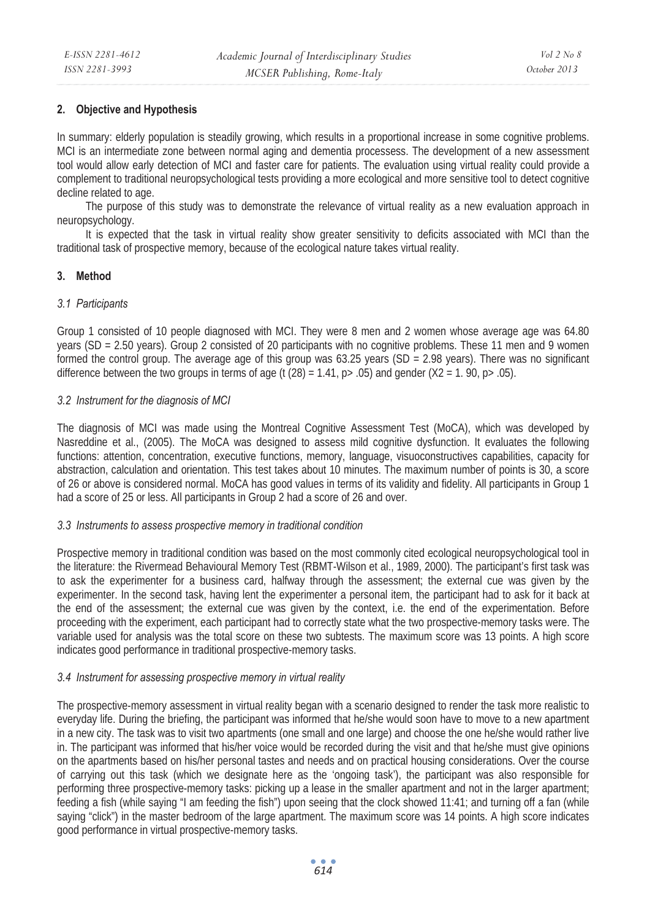## 2. Objective and Hypothesis

In summary: elderly population is steadily growing, which results in a proportional increase in some cognitive problems. MCI is an intermediate zone between normal aging and dementia processess. The development of a new assessment tool would allow early detection of MCI and faster care for patients. The evaluation using virtual reality could provide a complement to traditional neuropsychological tests providing a more ecological and more sensitive tool to detect cognitive decline related to age.

The purpose of this study was to demonstrate the relevance of virtual reality as a new evaluation approach in neuropsychology.

It is expected that the task in virtual reality show greater sensitivity to deficits associated with MCI than the traditional task of prospective memory, because of the ecological nature takes virtual reality.

## 3. Method

### *3.1 Participants*

Group 1 consisted of 10 people diagnosed with MCI. They were 8 men and 2 women whose average age was 64.80 years (SD = 2.50 years). Group 2 consisted of 20 participants with no cognitive problems. These 11 men and 9 women formed the control group. The average age of this group was 63.25 years (SD = 2.98 years). There was no significant difference between the two groups in terms of age ($t(28) = 1.41$, $p > .05$) and gender ($X2 = 1.90$, $p > .05$).

### *3.2 Instrument for the diagnosis of MCI*

The diagnosis of MCI was made using the Montreal Cognitive Assessment Test (MoCA), which was developed by Nasreddine et al., (2005). The MoCA was designed to assess mild cognitive dysfunction. It evaluates the following functions: attention, concentration, executive functions, memory, language, visuoconstructives capabilities, capacity for abstraction, calculation and orientation. This test takes about 10 minutes. The maximum number of points is 30, a score of 26 or above is considered normal. MoCA has good values in terms of its validity and fidelity. All participants in Group 1 had a score of 25 or less. All participants in Group 2 had a score of 26 and over.

### *3.3 Instruments to assess prospective memory in traditional condition*

Prospective memory in traditional condition was based on the most commonly cited ecological neuropsychological tool in the literature: the Rivermead Behavioural Memory Test (RBMT-Wilson et al., 1989, 2000). The participant's first task was to ask the experimenter for a business card, halfway through the assessment; the external cue was given by the experimenter. In the second task, having lent the experimenter a personal item, the participant had to ask for it back at the end of the assessment; the external cue was given by the context, i.e. the end of the experimentation. Before proceeding with the experiment, each participant had to correctly state what the two prospective-memory tasks were. The variable used for analysis was the total score on these two subtests. The maximum score was 13 points. A high score indicates good performance in traditional prospective-memory tasks.

### *3.4 Instrument for assessing prospective memory in virtual reality*

The prospective-memory assessment in virtual reality began with a scenario designed to render the task more realistic to everyday life. During the briefing, the participant was informed that he/she would soon have to move to a new apartment in a new city. The task was to visit two apartments (one small and one large) and choose the one he/she would rather live in. The participant was informed that his/her voice would be recorded during the visit and that he/she must give opinions on the apartments based on his/her personal tastes and needs and on practical housing considerations. Over the course of carrying out this task (which we designate here as the 'ongoing task'), the participant was also responsible for performing three prospective-memory tasks: picking up a lease in the smaller apartment and not in the larger apartment; feeding a fish (while saying "I am feeding the fish") upon seeing that the clock showed 11:41; and turning off a fan (while saying "click") in the master bedroom of the large apartment. The maximum score was 14 points. A high score indicates good performance in virtual prospective-memory tasks.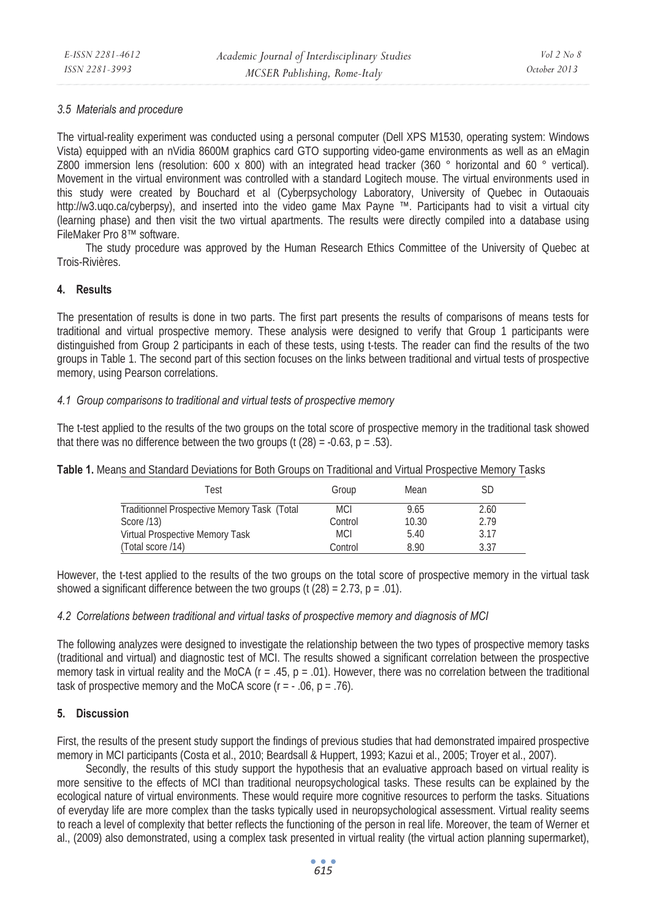### *3.5 Materials and procedure*

The virtual-reality experiment was conducted using a personal computer (Dell XPS M1530, operating system: Windows Vista) equipped with an nVidia 8600M graphics card GTO supporting video-game environments as well as an eMagin Z800 immersion lens (resolution: 600 x 800) with an integrated head tracker (360 ° horizontal and 60 ° vertical). Movement in the virtual environment was controlled with a standard Logitech mouse. The virtual environments used in this study were created by Bouchard et al (Cyberpsychology Laboratory, University of Quebec in Outaouais http://w3.uqo.ca/cyberpsy), and inserted into the video game Max Payne ™. Participants had to visit a virtual city (learning phase) and then visit the two virtual apartments. The results were directly compiled into a database using FileMaker Pro 8™ software.

The study procedure was approved by the Human Research Ethics Committee of the University of Quebec at Trois-Rivières.

## 4. Results

The presentation of results is done in two parts. The first part presents the results of comparisons of means tests for traditional and virtual prospective memory. These analysis were designed to verify that Group 1 participants were distinguished from Group 2 participants in each of these tests, using t-tests. The reader can find the results of the two groups in Table 1. The second part of this section focuses on the links between traditional and virtual tests of prospective memory, using Pearson correlations.

### *4.1 Group comparisons to traditional and virtual tests of prospective memory*

The t-test applied to the results of the two groups on the total score of prospective memory in the traditional task showed that there was no difference between the two groups ($t(28) = -0.63$, $p = .53$).

**Table 1.** Means and Standard Deviations for Both Groups on Traditional and Virtual Prospective Memory Tasks

| Test | Group | Mean | SD |
|---|---|---|---|
| Traditionnel Prospective Memory Task (Total Score /13) | MCI | 9.65 | 2.60 |
| | Control | 10.30 | 2.79 |
| Virtual Prospective Memory Task (Total score /14) | MCI | 5.40 | 3.17 |
| | Control | 8.90 | 3.37 |

However, the t-test applied to the results of the two groups on the total score of prospective memory in the virtual task showed a significant difference between the two groups ($t(28) = 2.73$, $p = .01$).

### *4.2 Correlations between traditional and virtual tasks of prospective memory and diagnosis of MCI*

The following analyzes were designed to investigate the relationship between the two types of prospective memory tasks (traditional and virtual) and diagnostic test of MCI. The results showed a significant correlation between the prospective memory task in virtual reality and the MoCA ($r = .45$, $p = .01$). However, there was no correlation between the traditional task of prospective memory and the MoCA score ($r = -.06$, $p = .76$).

## 5. Discussion

First, the results of the present study support the findings of previous studies that had demonstrated impaired prospective memory in MCI participants (Costa et al., 2010; Beardsall & Huppert, 1993; Kazui et al., 2005; Troyer et al., 2007).

Secondly, the results of this study support the hypothesis that an evaluative approach based on virtual reality is more sensitive to the effects of MCI than traditional neuropsychological tasks. These results can be explained by the ecological nature of virtual environments. These would require more cognitive resources to perform the tasks. Situations of everyday life are more complex than the tasks typically used in neuropsychological assessment. Virtual reality seems to reach a level of complexity that better reflects the functioning of the person in real life. Moreover, the team of Werner et al., (2009) also demonstrated, using a complex task presented in virtual reality (the virtual action planning supermarket),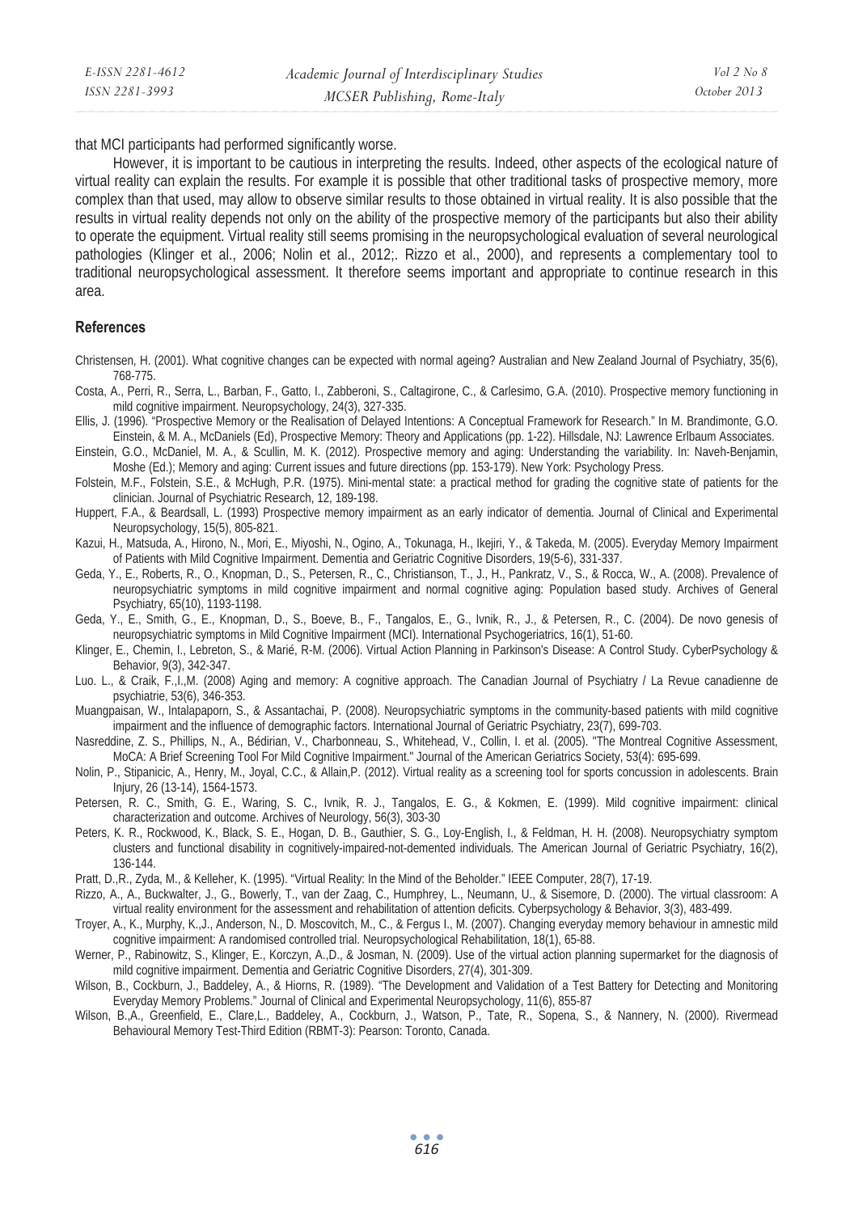that MCI participants had performed significantly worse.

However, it is important to be cautious in interpreting the results. Indeed, other aspects of the ecological nature of virtual reality can explain the results. For example it is possible that other traditional tasks of prospective memory, more complex than that used, may allow to observe similar results to those obtained in virtual reality. It is also possible that the results in virtual reality depends not only on the ability of the prospective memory of the participants but also their ability to operate the equipment. Virtual reality still seems promising in the neuropsychological evaluation of several neurological pathologies (Klinger et al., 2006; Nolin et al., 2012;. Rizzo et al., 2000), and represents a complementary tool to traditional neuropsychological assessment. It therefore seems important and appropriate to continue research in this area.

## References

Christensen, H. (2001). What cognitive changes can be expected with normal ageing? Australian and New Zealand Journal of Psychiatry, 35(6), 768-775.

Costa, A., Perri, R., Serra, L., Barban, F., Gatto, I., Zabberoni, S., Caltagirone, C., & Carlesimo, G.A. (2010). Prospective memory functioning in mild cognitive impairment. Neuropsychology, 24(3), 327-335.

Ellis, J. (1996). "Prospective Memory or the Realisation of Delayed Intentions: A Conceptual Framework for Research." In M. Brandimonte, G.O. Einstein, & M. A., McDaniels (Ed), Prospective Memory: Theory and Applications (pp. 1-22). Hillsdale, NJ: Lawrence Erlbaum Associates.

Einstein, G.O., McDaniel, M. A., & Scullin, M. K. (2012). Prospective memory and aging: Understanding the variability. In: Naveh-Benjamin, Moshe (Ed.); Memory and aging: Current issues and future directions (pp. 153-179). New York: Psychology Press.

Folstein, M.F., Folstein, S.E., & McHugh, P.R. (1975). Mini-mental state: a practical method for grading the cognitive state of patients for the clinician. Journal of Psychiatric Research, 12, 189-198.

Huppert, F.A., & Beardsall, L. (1993) Prospective memory impairment as an early indicator of dementia. Journal of Clinical and Experimental Neuropsychology, 15(5), 805-821.

Kazui, H., Matsuda, A., Hirono, N., Mori, E., Miyoshi, N., Ogino, A., Tokunaga, H., Ikejiri, Y., & Takeda, M. (2005). Everyday Memory Impairment of Patients with Mild Cognitive Impairment. Dementia and Geriatric Cognitive Disorders, 19(5-6), 331-337.

Geda, Y., E., Roberts, R., O., Knopman, D., S., Petersen, R., C., Christianson, T., J., H., Pankratz, V., S., & Rocca, W., A. (2008). Prevalence of neuropsychiatric symptoms in mild cognitive impairment and normal cognitive aging: Population based study. Archives of General Psychiatry, 65(10), 1193-1198.

Geda, Y., E., Smith, G., E., Knopman, D., S., Boeve, B., F., Tangalos, E., G., Ivnik, R., J., & Petersen, R., C. (2004). De novo genesis of neuropsychiatric symptoms in Mild Cognitive Impairment (MCI). International Psychogeriatrics, 16(1), 51-60.

Klinger, E., Chemin, I., Lebreton, S., & Marié, R-M. (2006). Virtual Action Planning in Parkinson's Disease: A Control Study. CyberPsychology & Behavior, 9(3), 342-347.

Luo. L., & Craik, F.,I.,M. (2008) Aging and memory: A cognitive approach. The Canadian Journal of Psychiatry / La Revue canadienne de psychiatrie, 53(6), 346-353.

Muangpaisan, W., Intalapaporn, S., & Assantachai, P. (2008). Neuropsychiatric symptoms in the community-based patients with mild cognitive impairment and the influence of demographic factors. International Journal of Geriatric Psychiatry, 23(7), 699-703.

Nasreddine, Z. S., Phillips, N., A., Bédirian, V., Charbonneau, S., Whitehead, V., Collin, I. et al. (2005). "The Montreal Cognitive Assessment, MoCA: A Brief Screening Tool For Mild Cognitive Impairment." Journal of the American Geriatrics Society, 53(4): 695-699.

Nolin, P., Stipanicic, A., Henry, M., Joyal, C.C., & Allain,P. (2012). Virtual reality as a screening tool for sports concussion in adolescents. Brain Injury, 26 (13-14), 1564-1573.

Petersen, R. C., Smith, G. E., Waring, S. C., Ivnik, R. J., Tangalos, E. G., & Kokmen, E. (1999). Mild cognitive impairment: clinical characterization and outcome. Archives of Neurology, 56(3), 303-30

Peters, K. R., Rockwood, K., Black, S. E., Hogan, D. B., Gauthier, S. G., Loy-English, I., & Feldman, H. H. (2008). Neuropsychiatry symptom clusters and functional disability in cognitively-impaired-not-demented individuals. The American Journal of Geriatric Psychiatry, 16(2), 136-144.

Pratt, D.,R., Zyda, M., & Kelleher, K. (1995). "Virtual Reality: In the Mind of the Beholder." IEEE Computer, 28(7), 17-19.

Rizzo, A., A., Buckwalter, J., G., Bowerly, T., van der Zaag, C., Humphrey, L., Neumann, U., & Sisemore, D. (2000). The virtual classroom: A virtual reality environment for the assessment and rehabilitation of attention deficits. Cyberpsychology & Behavior, 3(3), 483-499.

Troyer, A., K., Murphy, K.,J., Anderson, N., D. Moscovitch, M., C., & Fergus I., M. (2007). Changing everyday memory behaviour in amnestic mild cognitive impairment: A randomised controlled trial. Neuropsychological Rehabilitation, 18(1), 65-88.

Werner, P., Rabinowitz, S., Klinger, E., Korczyn, A.,D., & Josman, N. (2009). Use of the virtual action planning supermarket for the diagnosis of mild cognitive impairment. Dementia and Geriatric Cognitive Disorders, 27(4), 301-309.

Wilson, B., Cockburn, J., Baddeley, A., & Hiorns, R. (1989). "The Development and Validation of a Test Battery for Detecting and Monitoring Everyday Memory Problems." Journal of Clinical and Experimental Neuropsychology, 11(6), 855-87

Wilson, B.,A., Greenfield, E., Clare,L., Baddeley, A., Cockburn, J., Watson, P., Tate, R., Sopena, S., & Nannery, N. (2000). Rivermead Behavioural Memory Test-Third Edition (RBMT-3): Pearson: Toronto, Canada.